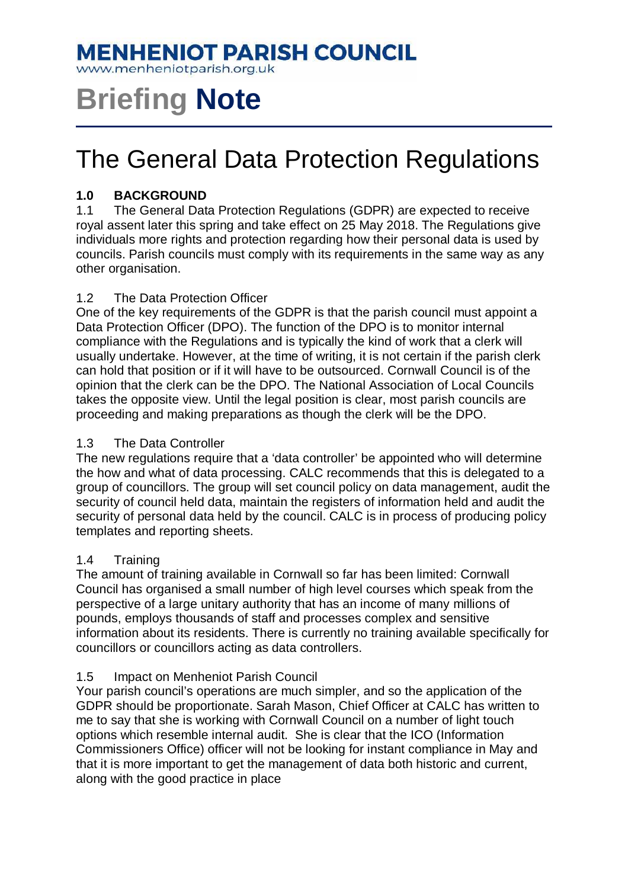# MENHENIOT PARISH COUNCIL

www.menheniotparish.org.uk

# Briefing Note

## The General Data Protection Regulations

**1.0 BACKGROUND**

1.1 The General Data Protection Regulations (GDPR) are expected to receive royal assent later this spring and take effect on 25 May 2018. The Regulations give individuals more rights and protection regarding how their personal data is used by councils. Parish councils must comply with its requirements in the same way as any other organisation.

1.2 The Data Protection Officer

One of the key requirements of the GDPR is that the parish council must appoint a Data Protection Officer (DPO). The function of the DPO is to monitor internal compliance with the Regulations and is typically the kind of work that a clerk will usually undertake. However, at the time of writing, it is not certain if the parish clerk can hold that position or if it will have to be outsourced. Cornwall Council is of the opinion that the clerk can be the DPO. The National Association of Local Councils takes the opposite view. Until the legal position is clear, most parish councils are proceeding and making preparations as though the clerk will be the DPO.

1.3 The Data Controller

The new regulations require that a 'data controller' be appointed who will determine the how and what of data processing. CALC recommends that this is delegated to a group of councillors. The group will set council policy on data management, audit the security of council held data, maintain the registers of information held and audit the security of personal data held by the council. CALC is in process of producing policy templates and reporting sheets.

1.4 Training

The amount of training available in Cornwall so far has been limited: Cornwall Council has organised a small number of high level courses which speak from the perspective of a large unitary authority that has an income of many millions of pounds, employs thousands of staff and processes complex and sensitive information about its residents. There is currently no training available specifically for councillors or councillors acting as data controllers.

1.5 Impact on Menheniot Parish Council

Your parish council's operations are much simpler, and so the application of the GDPR should be proportionate. Sarah Mason, Chief Officer at CALC has written to me to say that she is working with Cornwall Council on a number of light touch options which resemble internal audit. She is clear that the ICO (Information Commissioners Office) officer will not be looking for instant compliance in May and that it is more important to get the management of data both historic and current, along with the good practice in place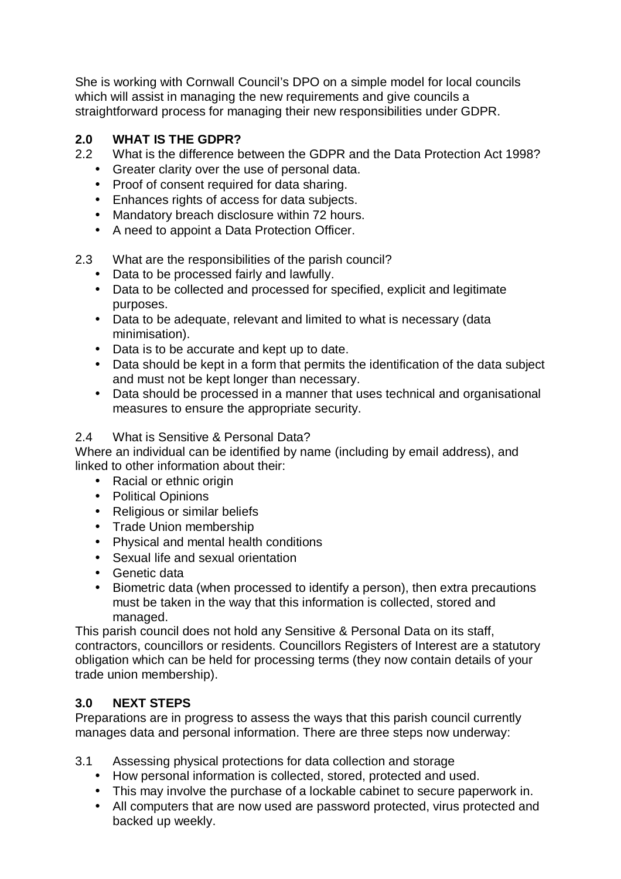She is working with Cornwall Council's DPO on a simple model for local councils which will assist in managing the new requirements and give councils a straightforward process for managing their new responsibilities under GDPR.

## 2.0 WHAT IS THE GDPR?

2.2 What is the difference between the GDPR and the Data Protection Act 1998?

- Greater clarity over the use of personal data.
- Proof of consent required for data sharing.
- Enhances rights of access for data subjects.
- Mandatory breach disclosure within 72 hours.
- A need to appoint a Data Protection Officer.

2.3 What are the responsibilities of the parish council?

- Data to be processed fairly and lawfully.
- Data to be collected and processed for specified, explicit and legitimate purposes.
- Data to be adequate, relevant and limited to what is necessary (data minimisation).
- Data is to be accurate and kept up to date.
- Data should be kept in a form that permits the identification of the data subject and must not be kept longer than necessary.
- Data should be processed in a manner that uses technical and organisational measures to ensure the appropriate security.

2.4 What is Sensitive & Personal Data?

Where an individual can be identified by name (including by email address), and linked to other information about their:

- Racial or ethnic origin
- Political Opinions
- Religious or similar beliefs
- Trade Union membership
- Physical and mental health conditions
- Sexual life and sexual orientation
- Genetic data
- Biometric data (when processed to identify a person), then extra precautions must be taken in the way that this information is collected, stored and managed.

This parish council does not hold any Sensitive & Personal Data on its staff, contractors, councillors or residents. Councillors Registers of Interest are a statutory obligation which can be held for processing terms (they now contain details of your trade union membership).

## 3.0 NEXT STEPS

Preparations are in progress to assess the ways that this parish council currently manages data and personal information. There are three steps now underway:

3.1 Assessing physical protections for data collection and storage

- How personal information is collected, stored, protected and used.
- This may involve the purchase of a lockable cabinet to secure paperwork in.
- All computers that are now used are password protected, virus protected and backed up weekly.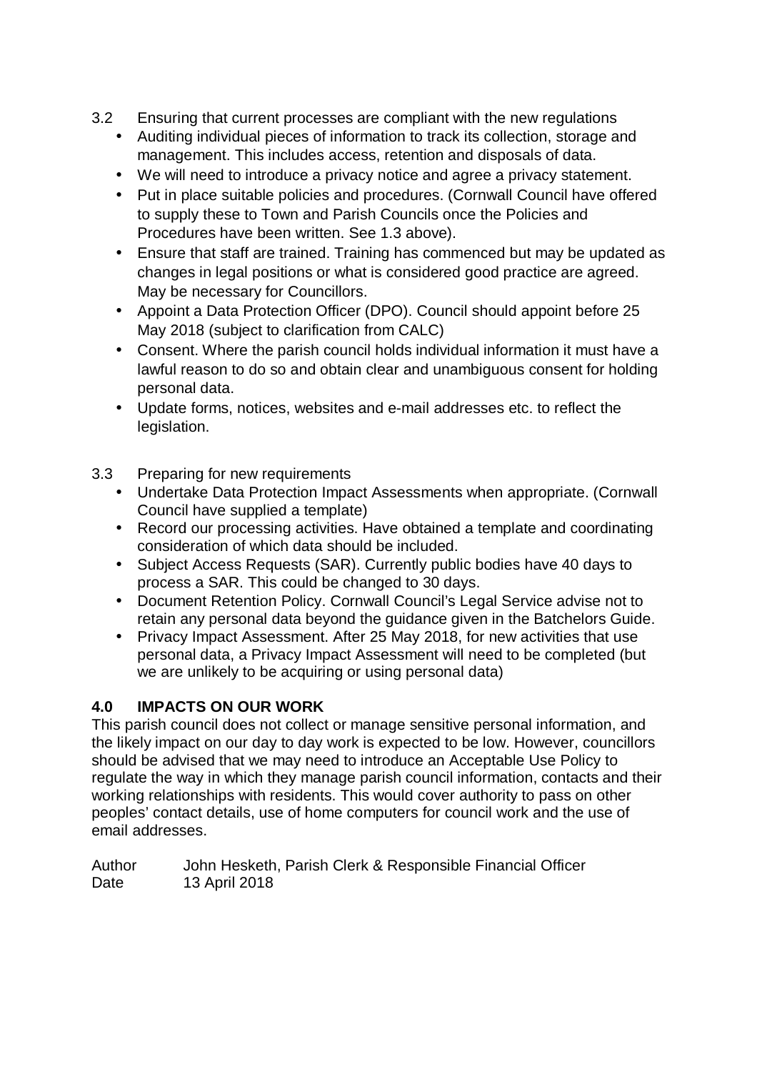3.2 Ensuring that current processes are compliant with the new regulations

- Auditing individual pieces of information to track its collection, storage and management. This includes access, retention and disposals of data.
- We will need to introduce a privacy notice and agree a privacy statement.
- Put in place suitable policies and procedures. (Cornwall Council have offered to supply these to Town and Parish Councils once the Policies and Procedures have been written. See 1.3 above).
- Ensure that staff are trained. Training has commenced but may be updated as changes in legal positions or what is considered good practice are agreed. May be necessary for Councillors.
- Appoint a Data Protection Officer (DPO). Council should appoint before 25 May 2018 (subject to clarification from CALC)
- Consent. Where the parish council holds individual information it must have a lawful reason to do so and obtain clear and unambiguous consent for holding personal data.
- Update forms, notices, websites and e-mail addresses etc. to reflect the legislation.

3.3 Preparing for new requirements

- Undertake Data Protection Impact Assessments when appropriate. (Cornwall Council have supplied a template)
- Record our processing activities. Have obtained a template and coordinating consideration of which data should be included.
- Subject Access Requests (SAR). Currently public bodies have 40 days to process a SAR. This could be changed to 30 days.
- Document Retention Policy. Cornwall Council's Legal Service advise not to retain any personal data beyond the guidance given in the Batchelors Guide.
- Privacy Impact Assessment. After 25 May 2018, for new activities that use personal data, a Privacy Impact Assessment will need to be completed (but we are unlikely to be acquiring or using personal data)

## 4.0 IMPACTS ON OUR WORK

This parish council does not collect or manage sensitive personal information, and the likely impact on our day to day work is expected to be low. However, councillors should be advised that we may need to introduce an Acceptable Use Policy to regulate the way in which they manage parish council information, contacts and their working relationships with residents. This would cover authority to pass on other peoples' contact details, use of home computers for council work and the use of email addresses.

Author John Hesketh, Parish Clerk & Responsible Financial Officer
Date 13 April 2018